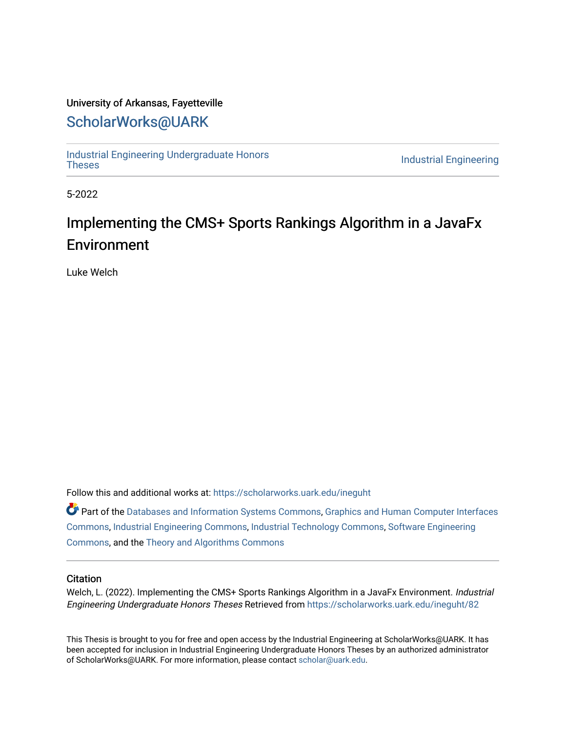University of Arkansas, Fayetteville

ScholarWorks@UARK

Industrial Engineering Undergraduate Honors Theses | Industrial Engineering

5-2022

# Implementing the CMS+ Sports Rankings Algorithm in a JavaFx Environment

Luke Welch

Follow this and additional works at: https://scholarworks.uark.edu/ineguht

Part of the Databases and Information Systems Commons, Graphics and Human Computer Interfaces Commons, Industrial Engineering Commons, Industrial Technology Commons, Software Engineering Commons, and the Theory and Algorithms Commons

## Citation

Welch, L. (2022). Implementing the CMS+ Sports Rankings Algorithm in a JavaFx Environment. *Industrial Engineering Undergraduate Honors Theses* Retrieved from https://scholarworks.uark.edu/ineguht/82

This Thesis is brought to you for free and open access by the Industrial Engineering at ScholarWorks@UARK. It has been accepted for inclusion in Industrial Engineering Undergraduate Honors Theses by an authorized administrator of ScholarWorks@UARK. For more information, please contact scholar@uark.edu.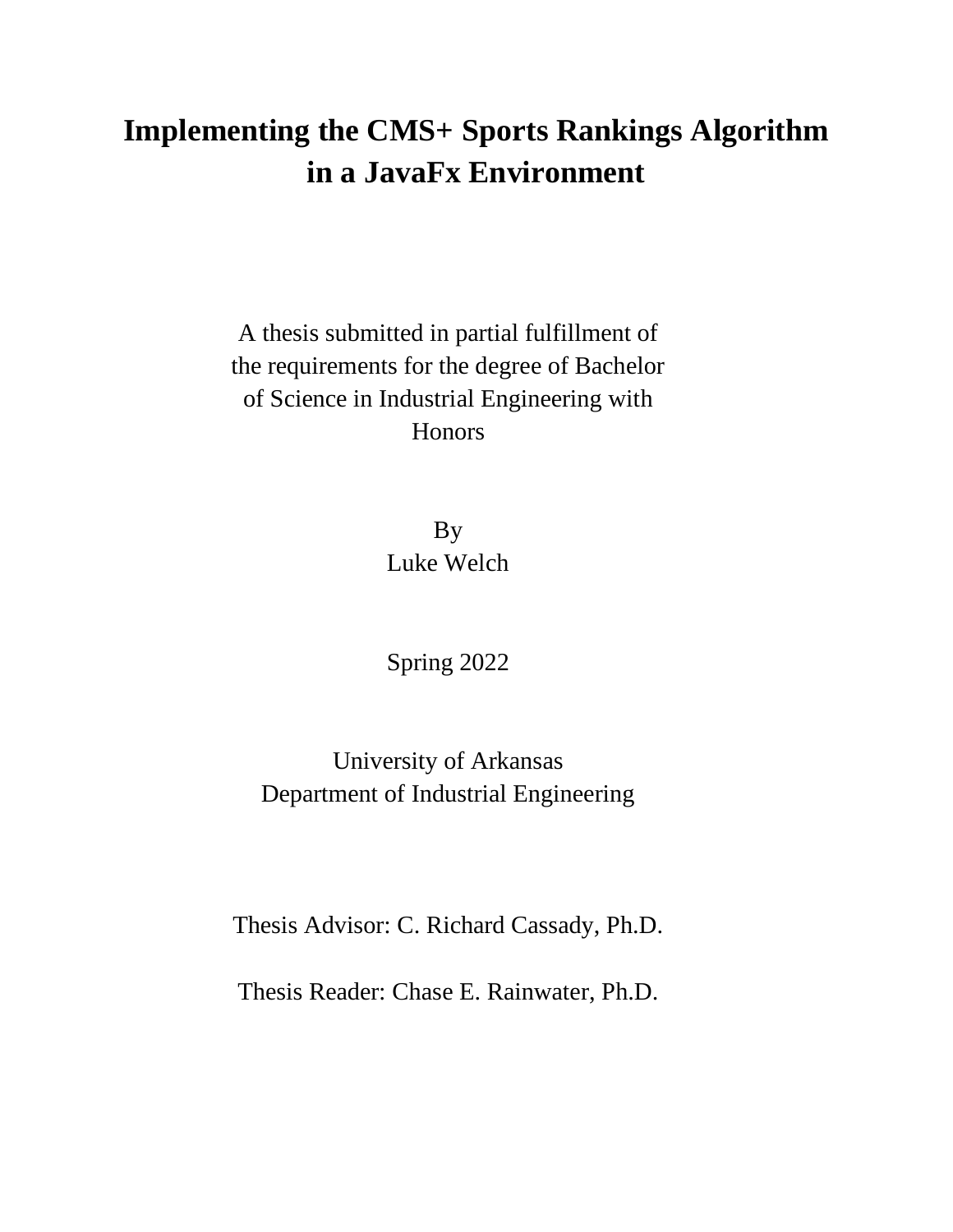# Implementing the CMS+ Sports Rankings Algorithm in a JavaFx Environment

A thesis submitted in partial fulfillment of the requirements for the degree of Bachelor of Science in Industrial Engineering with Honors

By
Luke Welch

Spring 2022

University of Arkansas
Department of Industrial Engineering

Thesis Advisor: C. Richard Cassady, Ph.D.

Thesis Reader: Chase E. Rainwater, Ph.D.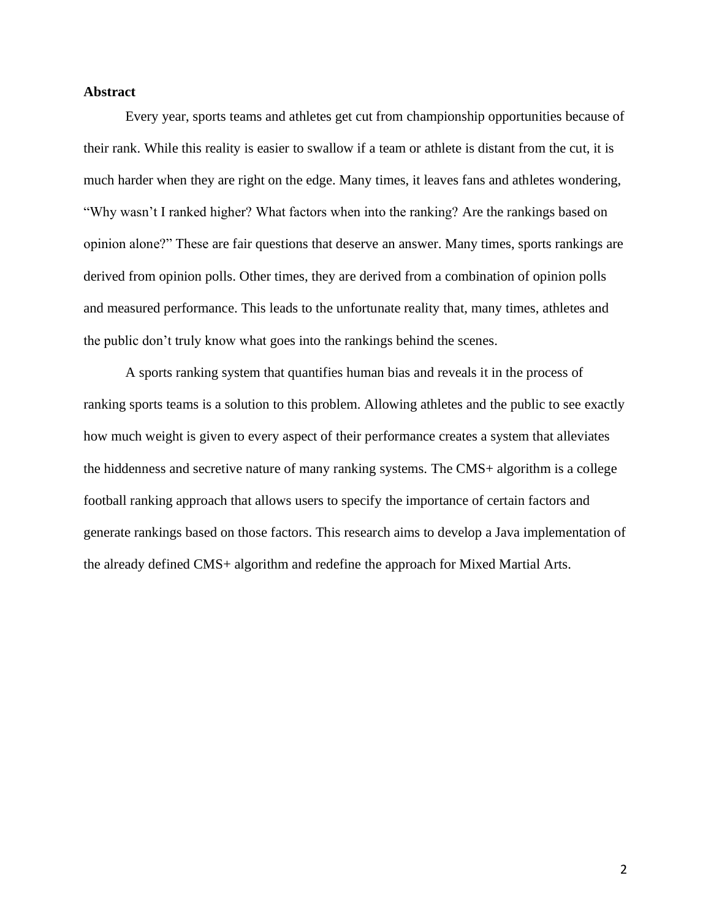**Abstract**

Every year, sports teams and athletes get cut from championship opportunities because of their rank. While this reality is easier to swallow if a team or athlete is distant from the cut, it is much harder when they are right on the edge. Many times, it leaves fans and athletes wondering, "Why wasn't I ranked higher? What factors when into the ranking? Are the rankings based on opinion alone?" These are fair questions that deserve an answer. Many times, sports rankings are derived from opinion polls. Other times, they are derived from a combination of opinion polls and measured performance. This leads to the unfortunate reality that, many times, athletes and the public don't truly know what goes into the rankings behind the scenes.

A sports ranking system that quantifies human bias and reveals it in the process of ranking sports teams is a solution to this problem. Allowing athletes and the public to see exactly how much weight is given to every aspect of their performance creates a system that alleviates the hiddenness and secretive nature of many ranking systems. The CMS+ algorithm is a college football ranking approach that allows users to specify the importance of certain factors and generate rankings based on those factors. This research aims to develop a Java implementation of the already defined CMS+ algorithm and redefine the approach for Mixed Martial Arts.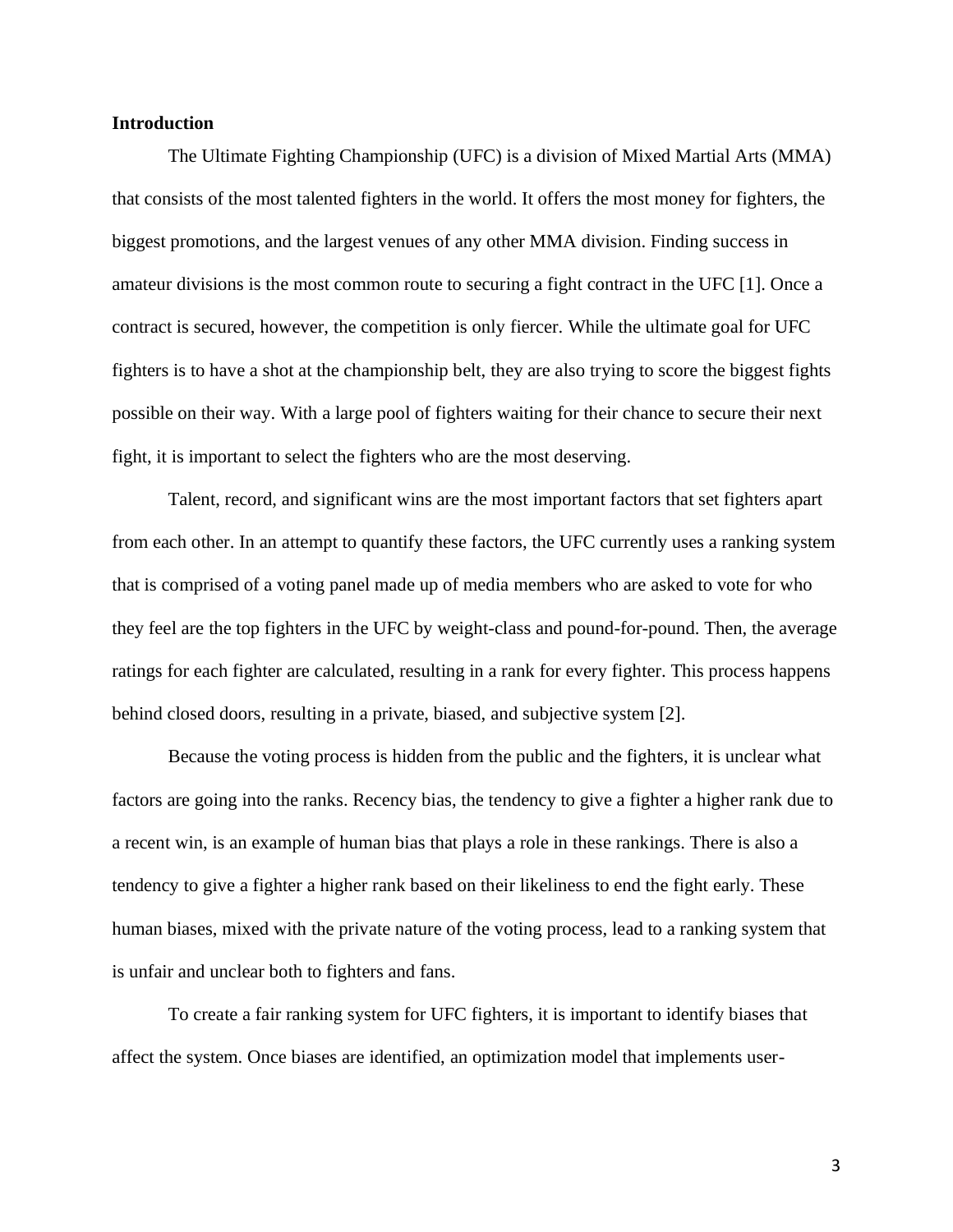## Introduction

The Ultimate Fighting Championship (UFC) is a division of Mixed Martial Arts (MMA) that consists of the most talented fighters in the world. It offers the most money for fighters, the biggest promotions, and the largest venues of any other MMA division. Finding success in amateur divisions is the most common route to securing a fight contract in the UFC [1]. Once a contract is secured, however, the competition is only fiercer. While the ultimate goal for UFC fighters is to have a shot at the championship belt, they are also trying to score the biggest fights possible on their way. With a large pool of fighters waiting for their chance to secure their next fight, it is important to select the fighters who are the most deserving.

Talent, record, and significant wins are the most important factors that set fighters apart from each other. In an attempt to quantify these factors, the UFC currently uses a ranking system that is comprised of a voting panel made up of media members who are asked to vote for who they feel are the top fighters in the UFC by weight-class and pound-for-pound. Then, the average ratings for each fighter are calculated, resulting in a rank for every fighter. This process happens behind closed doors, resulting in a private, biased, and subjective system [2].

Because the voting process is hidden from the public and the fighters, it is unclear what factors are going into the ranks. Recency bias, the tendency to give a fighter a higher rank due to a recent win, is an example of human bias that plays a role in these rankings. There is also a tendency to give a fighter a higher rank based on their likeliness to end the fight early. These human biases, mixed with the private nature of the voting process, lead to a ranking system that is unfair and unclear both to fighters and fans.

To create a fair ranking system for UFC fighters, it is important to identify biases that affect the system. Once biases are identified, an optimization model that implements user-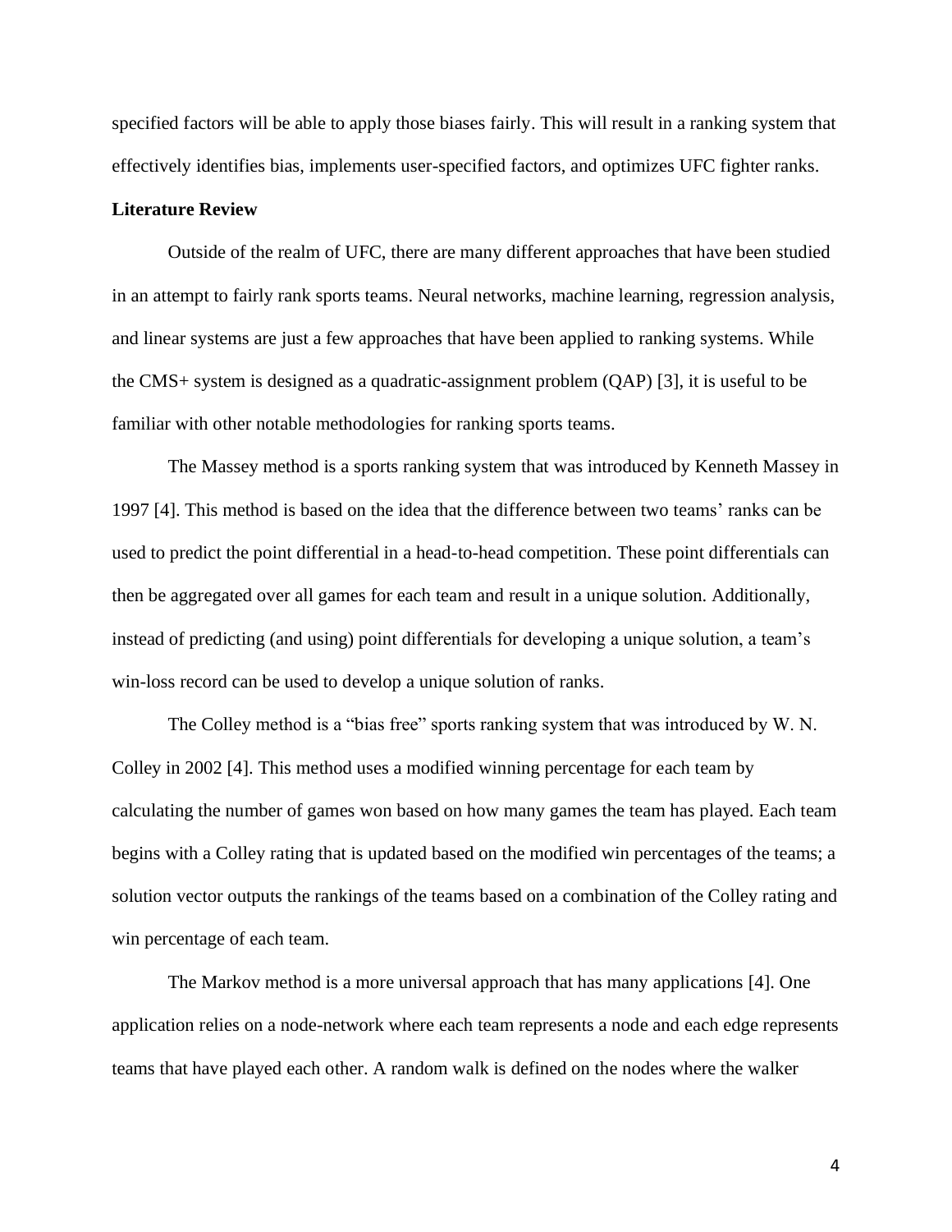specified factors will be able to apply those biases fairly. This will result in a ranking system that effectively identifies bias, implements user-specified factors, and optimizes UFC fighter ranks.

**Literature Review**

Outside of the realm of UFC, there are many different approaches that have been studied in an attempt to fairly rank sports teams. Neural networks, machine learning, regression analysis, and linear systems are just a few approaches that have been applied to ranking systems. While the CMS+ system is designed as a quadratic-assignment problem (QAP) [3], it is useful to be familiar with other notable methodologies for ranking sports teams.

The Massey method is a sports ranking system that was introduced by Kenneth Massey in 1997 [4]. This method is based on the idea that the difference between two teams' ranks can be used to predict the point differential in a head-to-head competition. These point differentials can then be aggregated over all games for each team and result in a unique solution. Additionally, instead of predicting (and using) point differentials for developing a unique solution, a team's win-loss record can be used to develop a unique solution of ranks.

The Colley method is a "bias free" sports ranking system that was introduced by W. N. Colley in 2002 [4]. This method uses a modified winning percentage for each team by calculating the number of games won based on how many games the team has played. Each team begins with a Colley rating that is updated based on the modified win percentages of the teams; a solution vector outputs the rankings of the teams based on a combination of the Colley rating and win percentage of each team.

The Markov method is a more universal approach that has many applications [4]. One application relies on a node-network where each team represents a node and each edge represents teams that have played each other. A random walk is defined on the nodes where the walker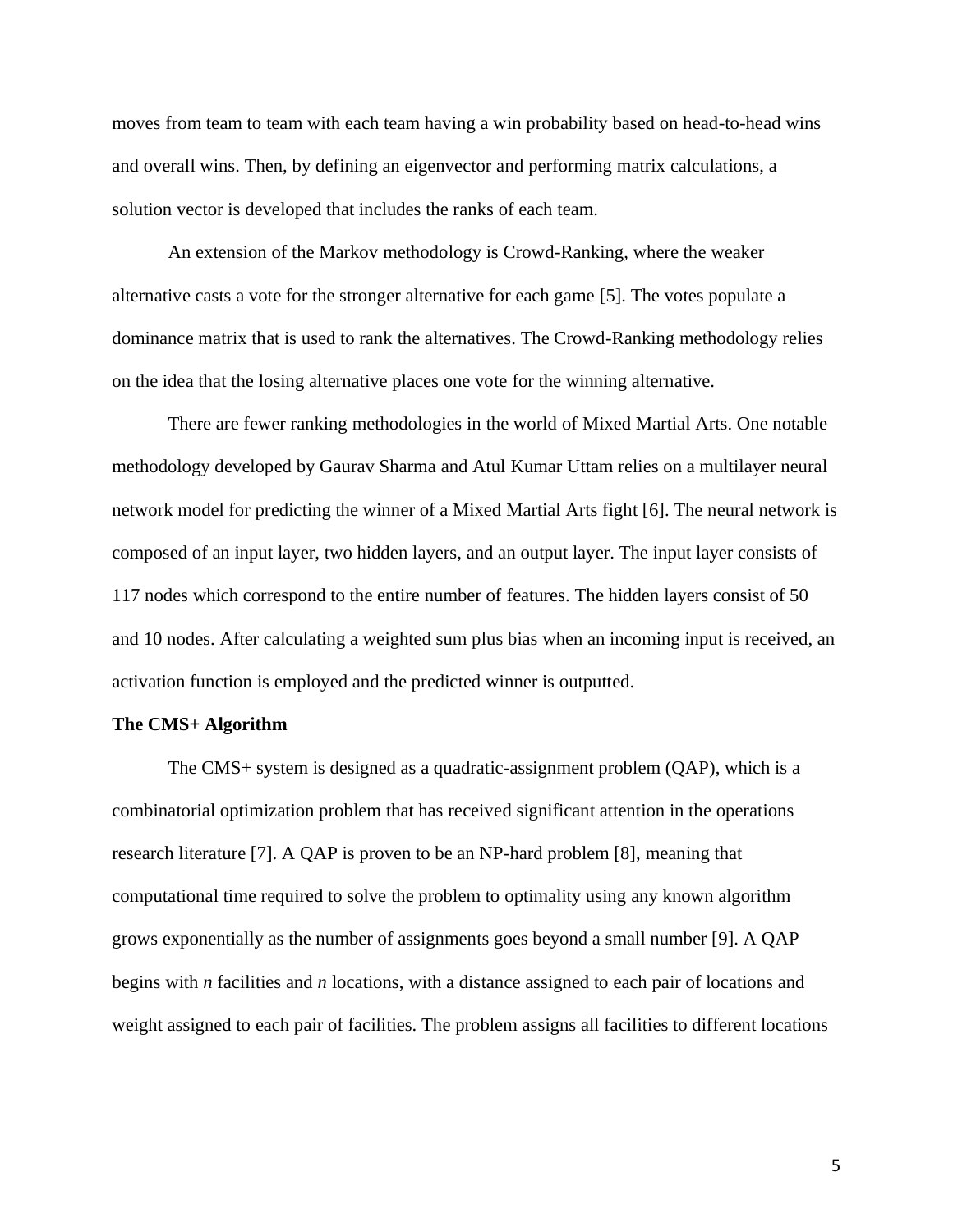moves from team to team with each team having a win probability based on head-to-head wins and overall wins. Then, by defining an eigenvector and performing matrix calculations, a solution vector is developed that includes the ranks of each team.

An extension of the Markov methodology is Crowd-Ranking, where the weaker alternative casts a vote for the stronger alternative for each game [5]. The votes populate a dominance matrix that is used to rank the alternatives. The Crowd-Ranking methodology relies on the idea that the losing alternative places one vote for the winning alternative.

There are fewer ranking methodologies in the world of Mixed Martial Arts. One notable methodology developed by Gaurav Sharma and Atul Kumar Uttam relies on a multilayer neural network model for predicting the winner of a Mixed Martial Arts fight [6]. The neural network is composed of an input layer, two hidden layers, and an output layer. The input layer consists of 117 nodes which correspond to the entire number of features. The hidden layers consist of 50 and 10 nodes. After calculating a weighted sum plus bias when an incoming input is received, an activation function is employed and the predicted winner is outputted.

**The CMS+ Algorithm**

The CMS+ system is designed as a quadratic-assignment problem (QAP), which is a combinatorial optimization problem that has received significant attention in the operations research literature [7]. A QAP is proven to be an NP-hard problem [8], meaning that computational time required to solve the problem to optimality using any known algorithm grows exponentially as the number of assignments goes beyond a small number [9]. A QAP begins with *n* facilities and *n* locations, with a distance assigned to each pair of locations and weight assigned to each pair of facilities. The problem assigns all facilities to different locations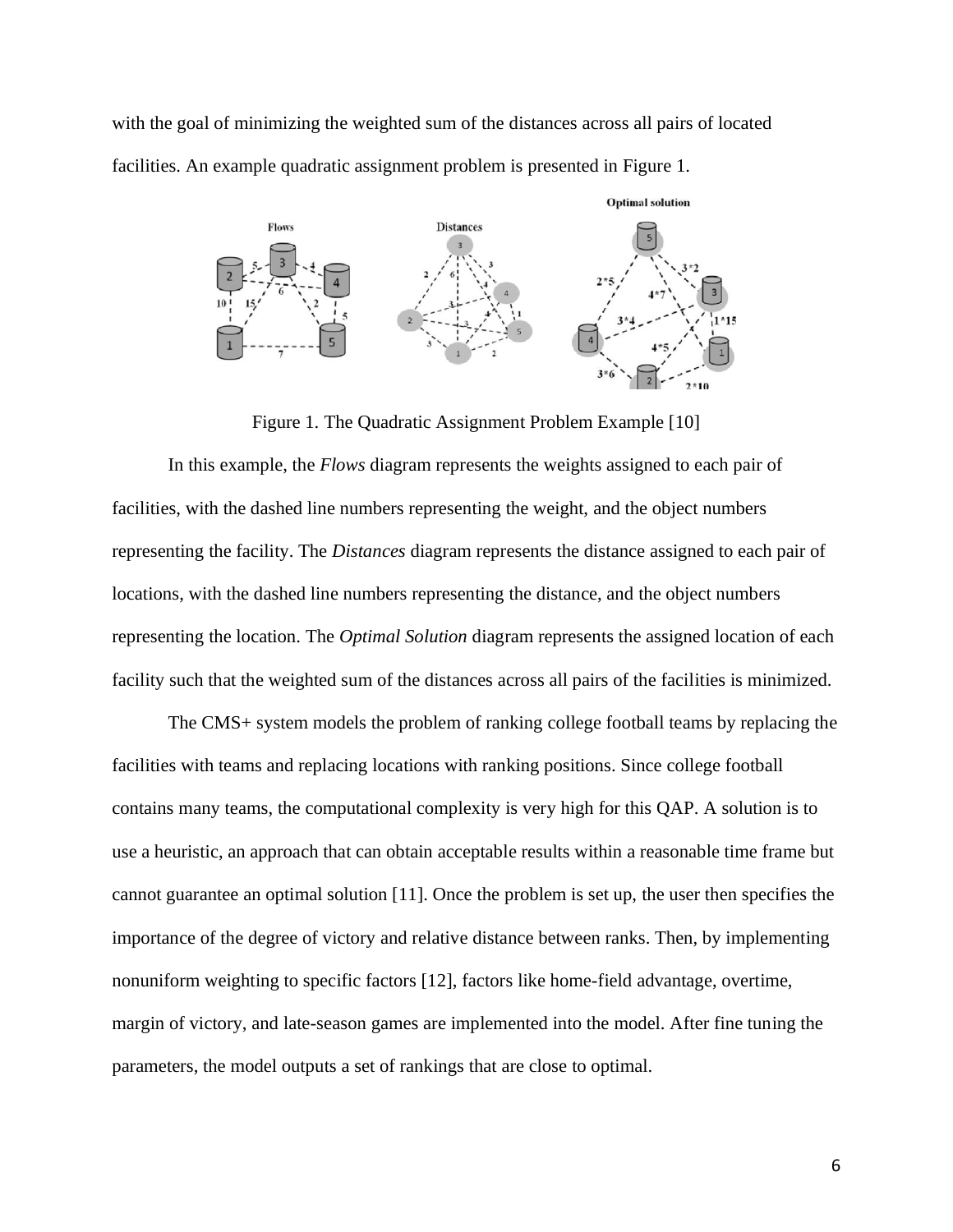with the goal of minimizing the weighted sum of the distances across all pairs of located facilities. An example quadratic assignment problem is presented in Figure 1.

Figure 1. The Quadratic Assignment Problem Example [10]

In this example, the *Flows* diagram represents the weights assigned to each pair of facilities, with the dashed line numbers representing the weight, and the object numbers representing the facility. The *Distances* diagram represents the distance assigned to each pair of locations, with the dashed line numbers representing the distance, and the object numbers representing the location. The *Optimal Solution* diagram represents the assigned location of each facility such that the weighted sum of the distances across all pairs of the facilities is minimized.

The CMS+ system models the problem of ranking college football teams by replacing the facilities with teams and replacing locations with ranking positions. Since college football contains many teams, the computational complexity is very high for this QAP. A solution is to use a heuristic, an approach that can obtain acceptable results within a reasonable time frame but cannot guarantee an optimal solution [11]. Once the problem is set up, the user then specifies the importance of the degree of victory and relative distance between ranks. Then, by implementing nonuniform weighting to specific factors [12], factors like home-field advantage, overtime, margin of victory, and late-season games are implemented into the model. After fine tuning the parameters, the model outputs a set of rankings that are close to optimal.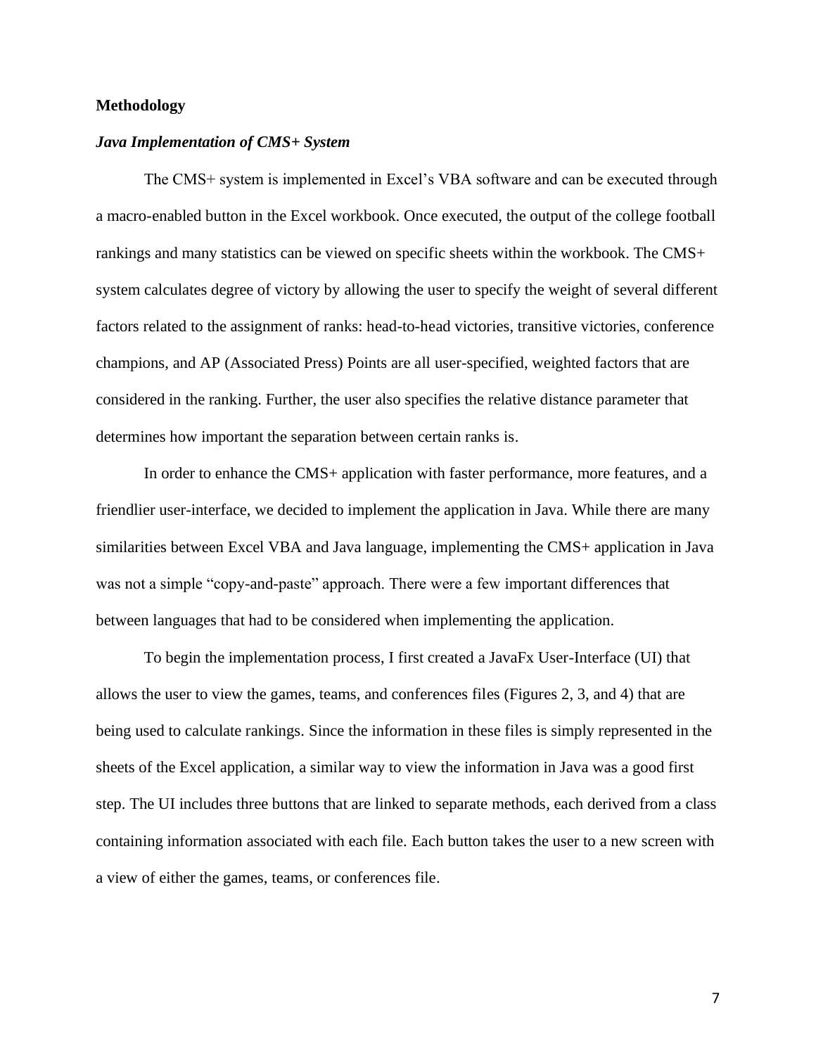## Methodology

### *Java Implementation of CMS+ System*

The CMS+ system is implemented in Excel's VBA software and can be executed through a macro-enabled button in the Excel workbook. Once executed, the output of the college football rankings and many statistics can be viewed on specific sheets within the workbook. The CMS+ system calculates degree of victory by allowing the user to specify the weight of several different factors related to the assignment of ranks: head-to-head victories, transitive victories, conference champions, and AP (Associated Press) Points are all user-specified, weighted factors that are considered in the ranking. Further, the user also specifies the relative distance parameter that determines how important the separation between certain ranks is.

In order to enhance the CMS+ application with faster performance, more features, and a friendlier user-interface, we decided to implement the application in Java. While there are many similarities between Excel VBA and Java language, implementing the CMS+ application in Java was not a simple "copy-and-paste" approach. There were a few important differences that between languages that had to be considered when implementing the application.

To begin the implementation process, I first created a JavaFx User-Interface (UI) that allows the user to view the games, teams, and conferences files (Figures 2, 3, and 4) that are being used to calculate rankings. Since the information in these files is simply represented in the sheets of the Excel application, a similar way to view the information in Java was a good first step. The UI includes three buttons that are linked to separate methods, each derived from a class containing information associated with each file. Each button takes the user to a new screen with a view of either the games, teams, or conferences file.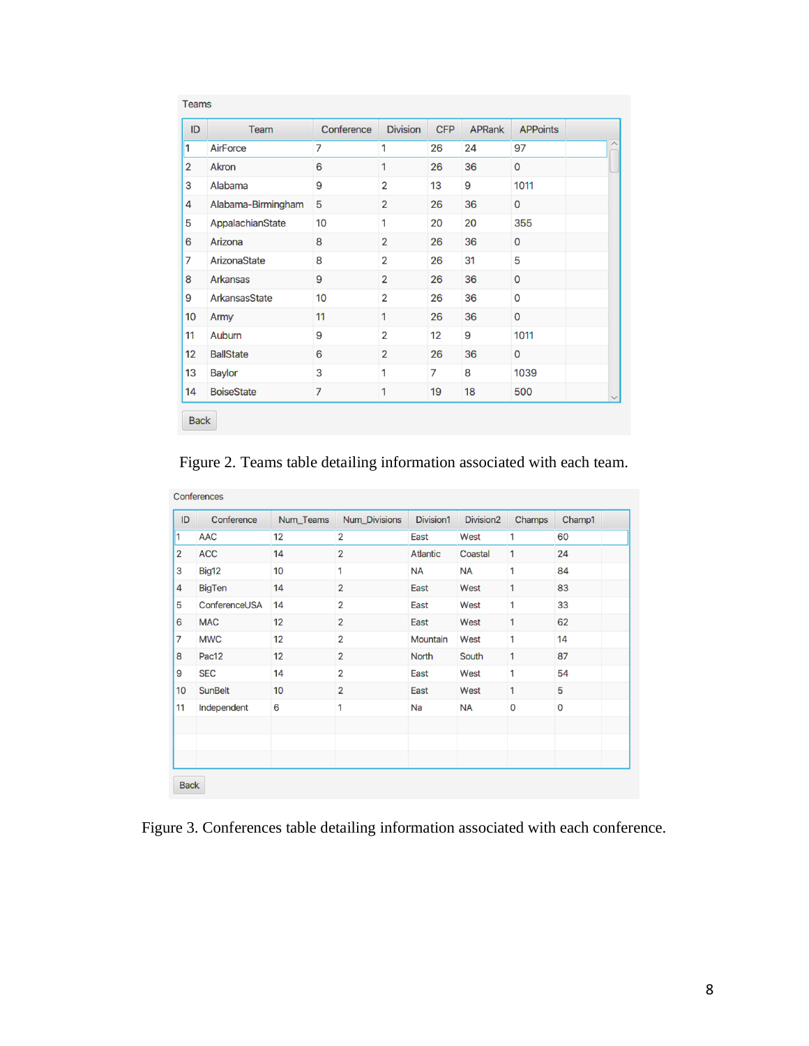Teams

| ID | Team | Conference | Division | CFP | APRank | APPoints |
|---|---|---|---|---|---|---|
| 1 | AirForce | 7 | 1 | 26 | 24 | 97 |
| 2 | Akron | 6 | 1 | 26 | 36 | 0 |
| 3 | Alabama | 9 | 2 | 13 | 9 | 1011 |
| 4 | Alabama-Birmingham | 5 | 2 | 26 | 36 | 0 |
| 5 | AppalachianState | 10 | 1 | 20 | 20 | 355 |
| 6 | Arizona | 8 | 2 | 26 | 36 | 0 |
| 7 | ArizonaState | 8 | 2 | 26 | 31 | 5 |
| 8 | Arkansas | 9 | 2 | 26 | 36 | 0 |
| 9 | ArkansasState | 10 | 2 | 26 | 36 | 0 |
| 10 | Army | 11 | 1 | 26 | 36 | 0 |
| 11 | Auburn | 9 | 2 | 12 | 9 | 1011 |
| 12 | BallState | 6 | 2 | 26 | 36 | 0 |
| 13 | Baylor | 3 | 1 | 7 | 8 | 1039 |
| 14 | BoiseState | 7 | 1 | 19 | 18 | 500 |

Back

Figure 2. Teams table detailing information associated with each team.

Conferences

| ID | Conference | Num_Teams | Num_Divisions | Division1 | Division2 | Champs | Champ1 |
|---|---|---|---|---|---|---|---|
| 1 | AAC | 12 | 2 | East | West | 1 | 60 |
| 2 | ACC | 14 | 2 | Atlantic | Coastal | 1 | 24 |
| 3 | Big12 | 10 | 1 | NA | NA | 1 | 84 |
| 4 | BigTen | 14 | 2 | East | West | 1 | 83 |
| 5 | ConferenceUSA | 14 | 2 | East | West | 1 | 33 |
| 6 | MAC | 12 | 2 | East | West | 1 | 62 |
| 7 | MWC | 12 | 2 | Mountain | West | 1 | 14 |
| 8 | Pac12 | 12 | 2 | North | South | 1 | 87 |
| 9 | SEC | 14 | 2 | East | West | 1 | 54 |
| 10 | SunBelt | 10 | 2 | East | West | 1 | 5 |
| 11 | Independent | 6 | 1 | Na | NA | 0 | 0 |

Back

Figure 3. Conferences table detailing information associated with each conference.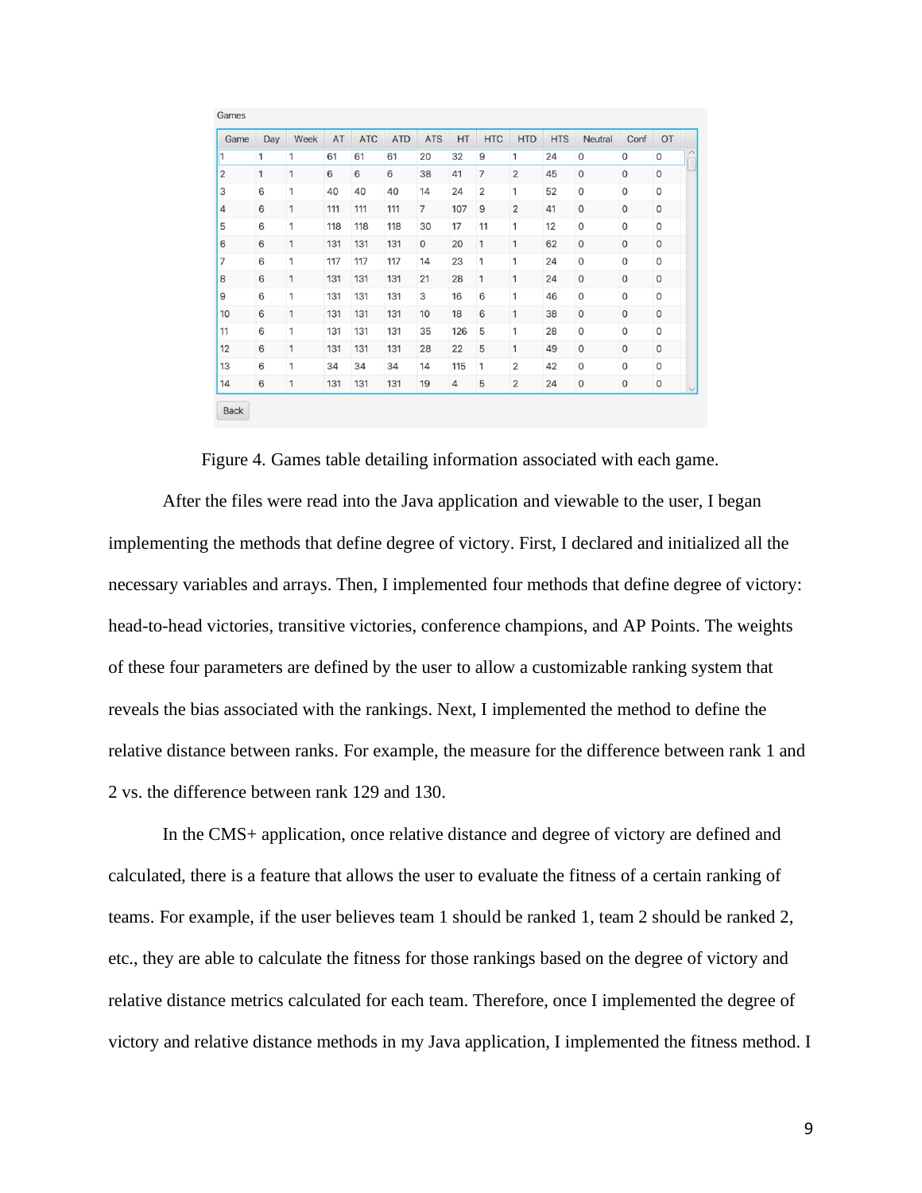Games

| Game | Day | Week | AT | ATC | ATD | ATS | HT | HTC | HTD | HTS | Neutral | Conf | OT |
|---|---|---|---|---|---|---|---|---|---|---|---|---|---|
| 1 | 1 | 1 | 61 | 61 | 61 | 20 | 32 | 9 | 1 | 24 | 0 | 0 | 0 |
| 2 | 1 | 1 | 6 | 6 | 6 | 38 | 41 | 7 | 2 | 45 | 0 | 0 | 0 |
| 3 | 6 | 1 | 40 | 40 | 40 | 14 | 24 | 2 | 1 | 52 | 0 | 0 | 0 |
| 4 | 6 | 1 | 111 | 111 | 111 | 7 | 107 | 9 | 2 | 41 | 0 | 0 | 0 |
| 5 | 6 | 1 | 118 | 118 | 118 | 30 | 17 | 11 | 1 | 12 | 0 | 0 | 0 |
| 6 | 6 | 1 | 131 | 131 | 131 | 0 | 20 | 1 | 1 | 62 | 0 | 0 | 0 |
| 7 | 6 | 1 | 117 | 117 | 117 | 14 | 23 | 1 | 1 | 24 | 0 | 0 | 0 |
| 8 | 6 | 1 | 131 | 131 | 131 | 21 | 28 | 1 | 1 | 24 | 0 | 0 | 0 |
| 9 | 6 | 1 | 131 | 131 | 131 | 3 | 16 | 6 | 1 | 46 | 0 | 0 | 0 |
| 10 | 6 | 1 | 131 | 131 | 131 | 10 | 18 | 6 | 1 | 38 | 0 | 0 | 0 |
| 11 | 6 | 1 | 131 | 131 | 131 | 35 | 126 | 5 | 1 | 28 | 0 | 0 | 0 |
| 12 | 6 | 1 | 131 | 131 | 131 | 28 | 22 | 5 | 1 | 49 | 0 | 0 | 0 |
| 13 | 6 | 1 | 34 | 34 | 34 | 14 | 115 | 1 | 2 | 42 | 0 | 0 | 0 |
| 14 | 6 | 1 | 131 | 131 | 131 | 19 | 4 | 5 | 2 | 24 | 0 | 0 | 0 |

Back

Figure 4. Games table detailing information associated with each game.

After the files were read into the Java application and viewable to the user, I began implementing the methods that define degree of victory. First, I declared and initialized all the necessary variables and arrays. Then, I implemented four methods that define degree of victory: head-to-head victories, transitive victories, conference champions, and AP Points. The weights of these four parameters are defined by the user to allow a customizable ranking system that reveals the bias associated with the rankings. Next, I implemented the method to define the relative distance between ranks. For example, the measure for the difference between rank 1 and 2 vs. the difference between rank 129 and 130.

In the CMS+ application, once relative distance and degree of victory are defined and calculated, there is a feature that allows the user to evaluate the fitness of a certain ranking of teams. For example, if the user believes team 1 should be ranked 1, team 2 should be ranked 2, etc., they are able to calculate the fitness for those rankings based on the degree of victory and relative distance metrics calculated for each team. Therefore, once I implemented the degree of victory and relative distance methods in my Java application, I implemented the fitness method. I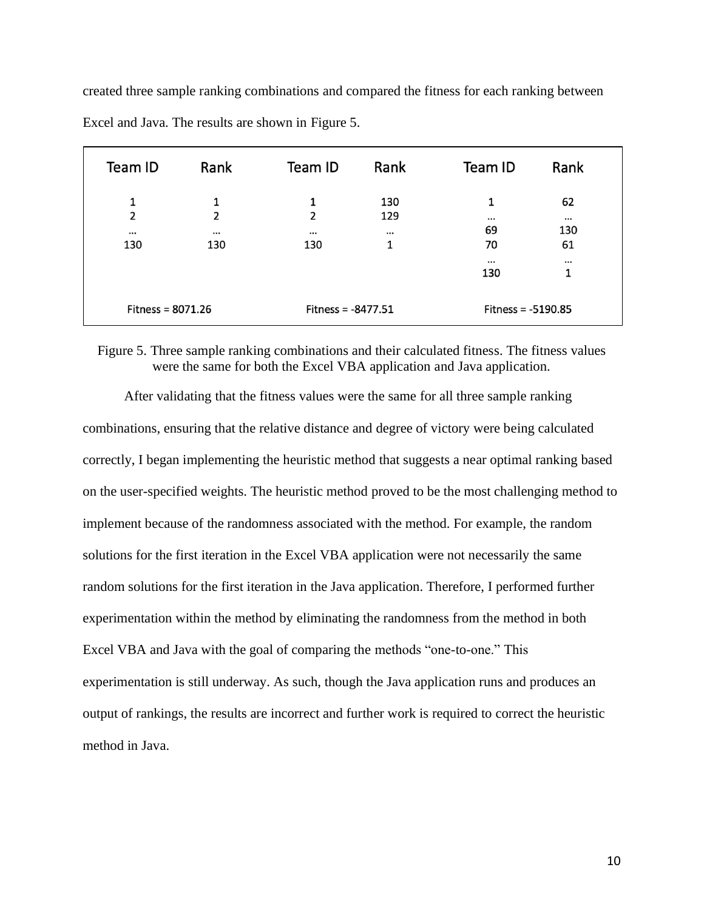created three sample ranking combinations and compared the fitness for each ranking between Excel and Java. The results are shown in Figure 5.

| Team ID | Rank | Team ID | Rank | Team ID | Rank |
|---|---|---|---|---|---|
| 1 | 1 | 1 | 130 | 1 | 62 |
| 2 | 2 | 2 | 129 | … | … |
| … | … | … | … | 69 | 130 |
| 130 | 130 | 130 | 1 | 70 | 61 |
| | | | | … | … |
| | | | | 130 | 1 |
| Fitness = 8071.26 | | Fitness = -8477.51 | | Fitness = -5190.85 | |

Figure 5. Three sample ranking combinations and their calculated fitness. The fitness values were the same for both the Excel VBA application and Java application.

After validating that the fitness values were the same for all three sample ranking combinations, ensuring that the relative distance and degree of victory were being calculated correctly, I began implementing the heuristic method that suggests a near optimal ranking based on the user-specified weights. The heuristic method proved to be the most challenging method to implement because of the randomness associated with the method. For example, the random solutions for the first iteration in the Excel VBA application were not necessarily the same random solutions for the first iteration in the Java application. Therefore, I performed further experimentation within the method by eliminating the randomness from the method in both Excel VBA and Java with the goal of comparing the methods "one-to-one." This experimentation is still underway. As such, though the Java application runs and produces an output of rankings, the results are incorrect and further work is required to correct the heuristic method in Java.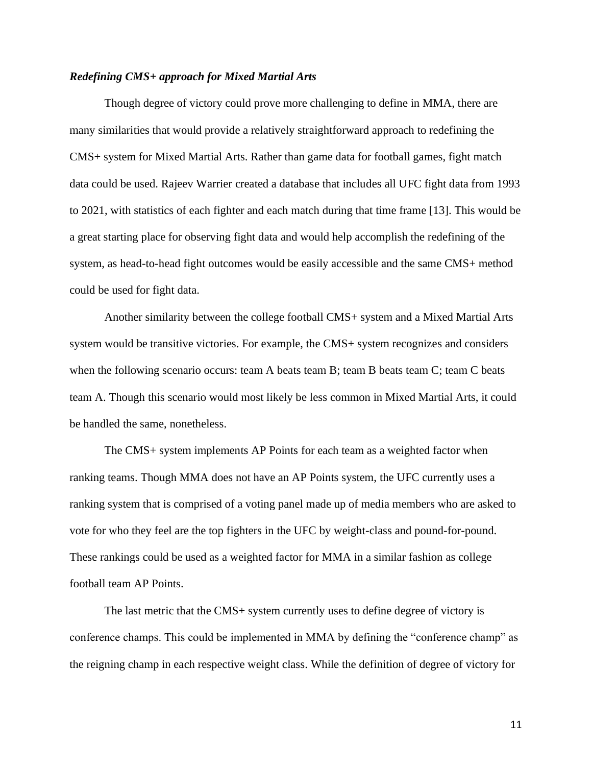### *Redefining CMS+ approach for Mixed Martial Arts*

Though degree of victory could prove more challenging to define in MMA, there are many similarities that would provide a relatively straightforward approach to redefining the CMS+ system for Mixed Martial Arts. Rather than game data for football games, fight match data could be used. Rajeev Warrier created a database that includes all UFC fight data from 1993 to 2021, with statistics of each fighter and each match during that time frame [13]. This would be a great starting place for observing fight data and would help accomplish the redefining of the system, as head-to-head fight outcomes would be easily accessible and the same CMS+ method could be used for fight data.

Another similarity between the college football CMS+ system and a Mixed Martial Arts system would be transitive victories. For example, the CMS+ system recognizes and considers when the following scenario occurs: team A beats team B; team B beats team C; team C beats team A. Though this scenario would most likely be less common in Mixed Martial Arts, it could be handled the same, nonetheless.

The CMS+ system implements AP Points for each team as a weighted factor when ranking teams. Though MMA does not have an AP Points system, the UFC currently uses a ranking system that is comprised of a voting panel made up of media members who are asked to vote for who they feel are the top fighters in the UFC by weight-class and pound-for-pound. These rankings could be used as a weighted factor for MMA in a similar fashion as college football team AP Points.

The last metric that the CMS+ system currently uses to define degree of victory is conference champs. This could be implemented in MMA by defining the "conference champ" as the reigning champ in each respective weight class. While the definition of degree of victory for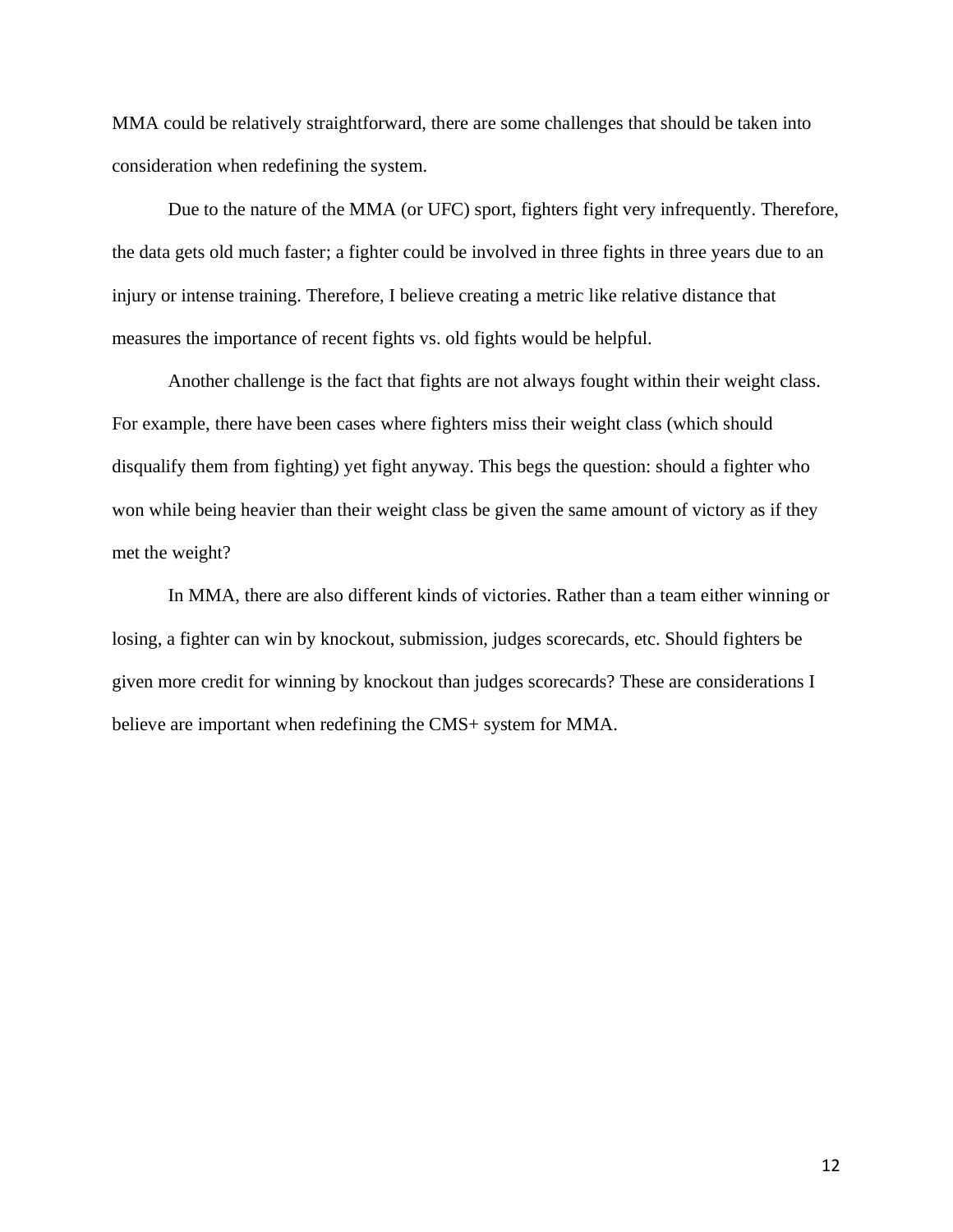MMA could be relatively straightforward, there are some challenges that should be taken into consideration when redefining the system.

Due to the nature of the MMA (or UFC) sport, fighters fight very infrequently. Therefore, the data gets old much faster; a fighter could be involved in three fights in three years due to an injury or intense training. Therefore, I believe creating a metric like relative distance that measures the importance of recent fights vs. old fights would be helpful.

Another challenge is the fact that fights are not always fought within their weight class. For example, there have been cases where fighters miss their weight class (which should disqualify them from fighting) yet fight anyway. This begs the question: should a fighter who won while being heavier than their weight class be given the same amount of victory as if they met the weight?

In MMA, there are also different kinds of victories. Rather than a team either winning or losing, a fighter can win by knockout, submission, judges scorecards, etc. Should fighters be given more credit for winning by knockout than judges scorecards? These are considerations I believe are important when redefining the CMS+ system for MMA.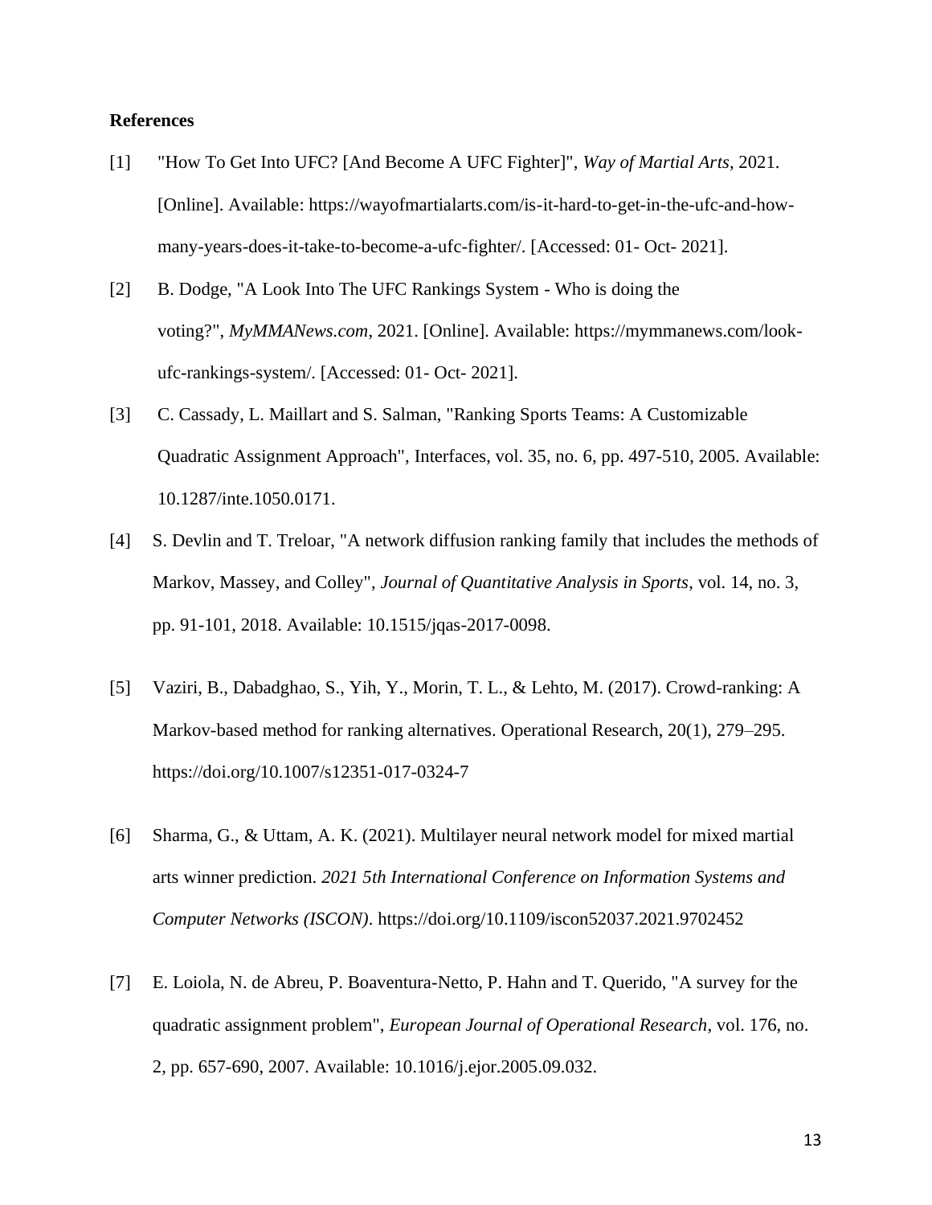**References**

[1] "How To Get Into UFC? [And Become A UFC Fighter]", *Way of Martial Arts*, 2021. [Online]. Available: https://wayofmartialarts.com/is-it-hard-to-get-in-the-ufc-and-how-many-years-does-it-take-to-become-a-ufc-fighter/. [Accessed: 01- Oct- 2021].

[2] B. Dodge, "A Look Into The UFC Rankings System - Who is doing the voting?", *MyMMANews.com*, 2021. [Online]. Available: https://mymmanews.com/look-ufc-rankings-system/. [Accessed: 01- Oct- 2021].

[3] C. Cassady, L. Maillart and S. Salman, "Ranking Sports Teams: A Customizable Quadratic Assignment Approach", Interfaces, vol. 35, no. 6, pp. 497-510, 2005. Available: 10.1287/inte.1050.0171.

[4] S. Devlin and T. Treloar, "A network diffusion ranking family that includes the methods of Markov, Massey, and Colley", *Journal of Quantitative Analysis in Sports*, vol. 14, no. 3, pp. 91-101, 2018. Available: 10.1515/jqas-2017-0098.

[5] Vaziri, B., Dabadghao, S., Yih, Y., Morin, T. L., & Lehto, M. (2017). Crowd-ranking: A Markov-based method for ranking alternatives. Operational Research, 20(1), 279–295. https://doi.org/10.1007/s12351-017-0324-7

[6] Sharma, G., & Uttam, A. K. (2021). Multilayer neural network model for mixed martial arts winner prediction. *2021 5th International Conference on Information Systems and Computer Networks (ISCON)*. https://doi.org/10.1109/iscon52037.2021.9702452

[7] E. Loiola, N. de Abreu, P. Boaventura-Netto, P. Hahn and T. Querido, "A survey for the quadratic assignment problem", *European Journal of Operational Research*, vol. 176, no. 2, pp. 657-690, 2007. Available: 10.1016/j.ejor.2005.09.032.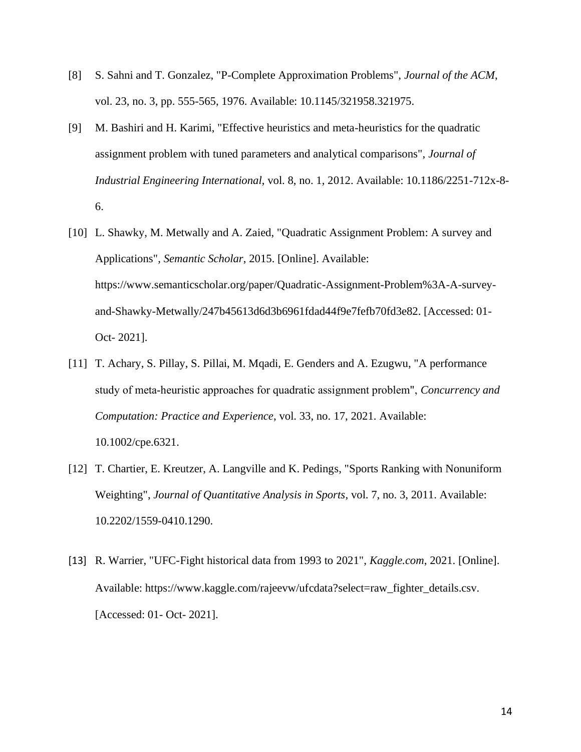[8] S. Sahni and T. Gonzalez, "P-Complete Approximation Problems", *Journal of the ACM*, vol. 23, no. 3, pp. 555-565, 1976. Available: 10.1145/321958.321975.

[9] M. Bashiri and H. Karimi, "Effective heuristics and meta-heuristics for the quadratic assignment problem with tuned parameters and analytical comparisons", *Journal of Industrial Engineering International*, vol. 8, no. 1, 2012. Available: 10.1186/2251-712x-8-6.

[10] L. Shawky, M. Metwally and A. Zaied, "Quadratic Assignment Problem: A survey and Applications", *Semantic Scholar*, 2015. [Online]. Available: https://www.semanticscholar.org/paper/Quadratic-Assignment-Problem%3A-A-survey-and-Shawky-Metwally/247b45613d6d3b6961fdad44f9e7fefb70fd3e82. [Accessed: 01-Oct- 2021].

[11] T. Achary, S. Pillay, S. Pillai, M. Mqadi, E. Genders and A. Ezugwu, "A performance study of meta-heuristic approaches for quadratic assignment problem", *Concurrency and Computation: Practice and Experience*, vol. 33, no. 17, 2021. Available: 10.1002/cpe.6321.

[12] T. Chartier, E. Kreutzer, A. Langville and K. Pedings, "Sports Ranking with Nonuniform Weighting", *Journal of Quantitative Analysis in Sports*, vol. 7, no. 3, 2011. Available: 10.2202/1559-0410.1290.

[13] R. Warrier, "UFC-Fight historical data from 1993 to 2021", *Kaggle.com*, 2021. [Online]. Available: https://www.kaggle.com/rajeevw/ufcdata?select=raw_fighter_details.csv. [Accessed: 01- Oct- 2021].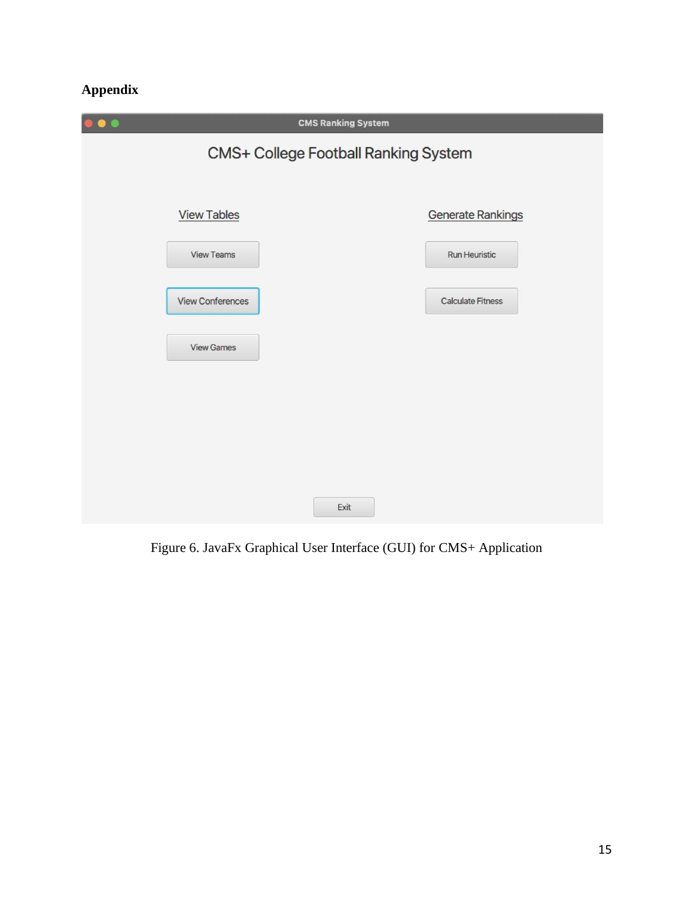## Appendix

Figure 6. JavaFx Graphical User Interface (GUI) for CMS+ Application